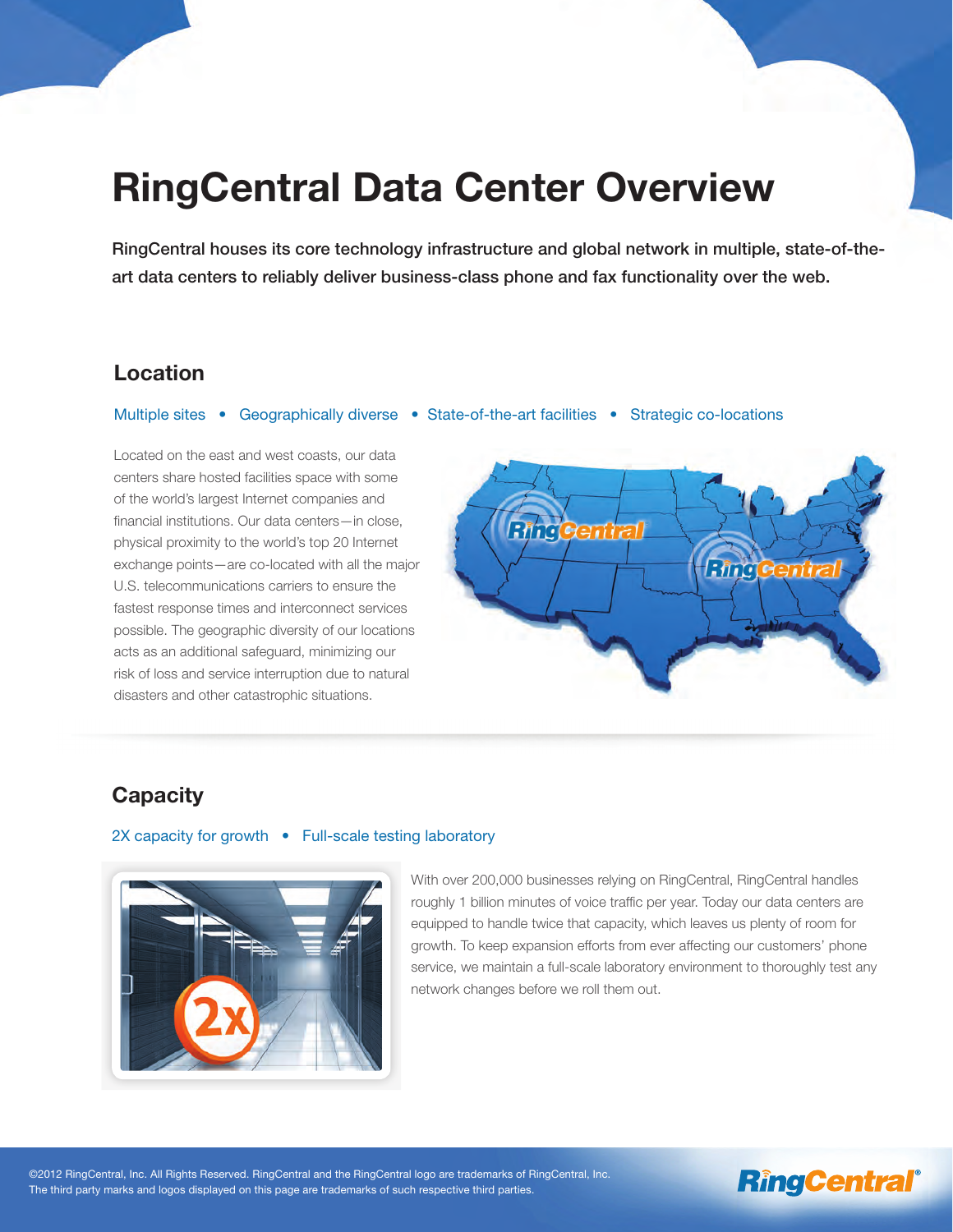# RingCentral Data Center Overview

**RingCentral houses its core technology infrastructure and global network in multiple, state-of-the-art data centers to reliably deliver business-class phone and fax functionality over the web.**

## Location

Multiple sites • Geographically diverse • State-of-the-art facilities • Strategic co-locations

Located on the east and west coasts, our data centers share hosted facilities space with some of the world's largest Internet companies and financial institutions. Our data centers—in close, physical proximity to the world's top 20 Internet exchange points—are co-located with all the major U.S. telecommunications carriers to ensure the fastest response times and interconnect services possible. The geographic diversity of our locations acts as an additional safeguard, minimizing our risk of loss and service interruption due to natural disasters and other catastrophic situations.

## Capacity

2X capacity for growth • Full-scale testing laboratory

With over 200,000 businesses relying on RingCentral, RingCentral handles roughly 1 billion minutes of voice traffic per year. Today our data centers are equipped to handle twice that capacity, which leaves us plenty of room for growth. To keep expansion efforts from ever affecting our customers' phone service, we maintain a full-scale laboratory environment to thoroughly test any network changes before we roll them out.

©2012 RingCentral, Inc. All Rights Reserved. RingCentral and the RingCentral logo are trademarks of RingCentral, Inc. The third party marks and logos displayed on this page are trademarks of such respective third parties.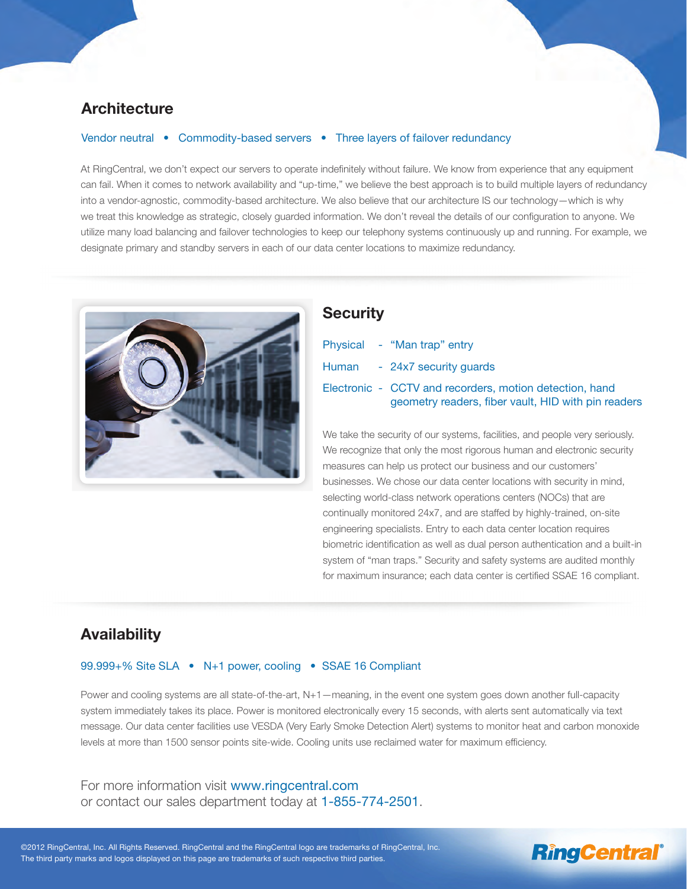## Architecture

Vendor neutral • Commodity-based servers • Three layers of failover redundancy

At RingCentral, we don't expect our servers to operate indefinitely without failure. We know from experience that any equipment can fail. When it comes to network availability and "up-time," we believe the best approach is to build multiple layers of redundancy into a vendor-agnostic, commodity-based architecture. We also believe that our architecture IS our technology—which is why we treat this knowledge as strategic, closely guarded information. We don't reveal the details of our configuration to anyone. We utilize many load balancing and failover technologies to keep our telephony systems continuously up and running. For example, we designate primary and standby servers in each of our data center locations to maximize redundancy.

## Security

- Physical - "Man trap" entry
- Human - 24x7 security guards
- Electronic - CCTV and recorders, motion detection, hand geometry readers, fiber vault, HID with pin readers

We take the security of our systems, facilities, and people very seriously. We recognize that only the most rigorous human and electronic security measures can help us protect our business and our customers' businesses. We chose our data center locations with security in mind, selecting world-class network operations centers (NOCs) that are continually monitored 24x7, and are staffed by highly-trained, on-site engineering specialists. Entry to each data center location requires biometric identification as well as dual person authentication and a built-in system of "man traps." Security and safety systems are audited monthly for maximum insurance; each data center is certified SSAE 16 compliant.

## Availability

99.999+% Site SLA • N+1 power, cooling • SSAE 16 Compliant

Power and cooling systems are all state-of-the-art, N+1—meaning, in the event one system goes down another full-capacity system immediately takes its place. Power is monitored electronically every 15 seconds, with alerts sent automatically via text message. Our data center facilities use VESDA (Very Early Smoke Detection Alert) systems to monitor heat and carbon monoxide levels at more than 1500 sensor points site-wide. Cooling units use reclaimed water for maximum efficiency.

For more information visit www.ringcentral.com
or contact our sales department today at 1-855-774-2501.

©2012 RingCentral, Inc. All Rights Reserved. RingCentral and the RingCentral logo are trademarks of RingCentral, Inc.
The third party marks and logos displayed on this page are trademarks of such respective third parties.

RingCentral®